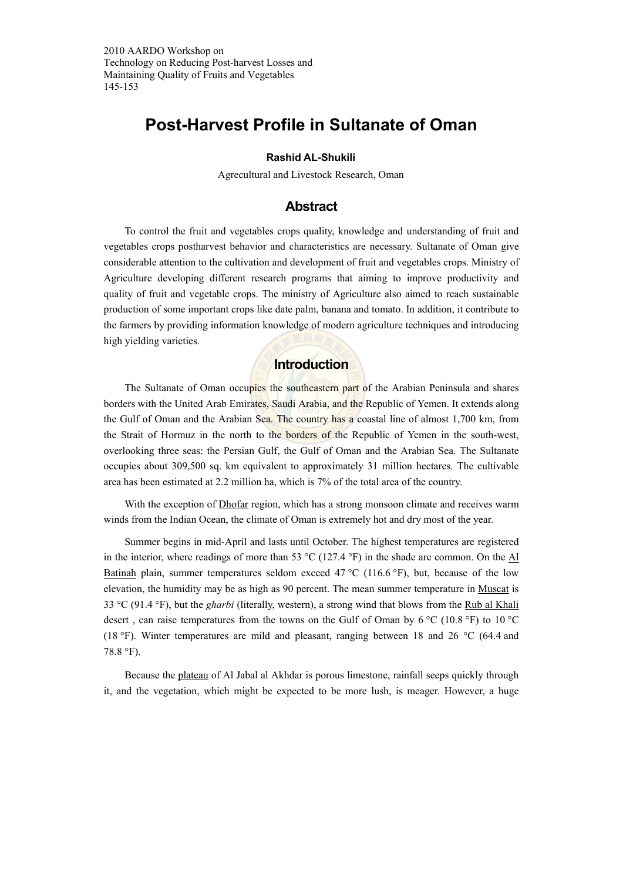2010 AARDO Workshop on
Technology on Reducing Post-harvest Losses and
Maintaining Quality of Fruits and Vegetables
145-153

# Post-Harvest Profile in Sultanate of Oman

**Rashid AL-Shukili**

Agrecultural and Livestock Research, Oman

## Abstract

To control the fruit and vegetables crops quality, knowledge and understanding of fruit and vegetables crops postharvest behavior and characteristics are necessary. Sultanate of Oman give considerable attention to the cultivation and development of fruit and vegetables crops. Ministry of Agriculture developing different research programs that aiming to improve productivity and quality of fruit and vegetable crops. The ministry of Agriculture also aimed to reach sustainable production of some important crops like date palm, banana and tomato. In addition, it contribute to the farmers by providing information knowledge of modern agriculture techniques and introducing high yielding varieties.

## Introduction

The Sultanate of Oman occupies the southeastern part of the Arabian Peninsula and shares borders with the United Arab Emirates, Saudi Arabia, and the Republic of Yemen. It extends along the Gulf of Oman and the Arabian Sea. The country has a coastal line of almost 1,700 km, from the Strait of Hormuz in the north to the borders of the Republic of Yemen in the south-west, overlooking three seas: the Persian Gulf, the Gulf of Oman and the Arabian Sea. The Sultanate occupies about 309,500 sq. km equivalent to approximately 31 million hectares. The cultivable area has been estimated at 2.2 million ha, which is 7% of the total area of the country.

With the exception of Dhofar region, which has a strong monsoon climate and receives warm winds from the Indian Ocean, the climate of Oman is extremely hot and dry most of the year.

Summer begins in mid-April and lasts until October. The highest temperatures are registered in the interior, where readings of more than 53 °C (127.4 °F) in the shade are common. On the Al Batinah plain, summer temperatures seldom exceed 47 °C (116.6 °F), but, because of the low elevation, the humidity may be as high as 90 percent. The mean summer temperature in Muscat is 33 °C (91.4 °F), but the *gharbi* (literally, western), a strong wind that blows from the Rub al Khali desert , can raise temperatures from the towns on the Gulf of Oman by 6 °C (10.8 °F) to 10 °C (18 °F). Winter temperatures are mild and pleasant, ranging between 18 and 26 °C (64.4 and 78.8 °F).

Because the plateau of Al Jabal al Akhdar is porous limestone, rainfall seeps quickly through it, and the vegetation, which might be expected to be more lush, is meager. However, a huge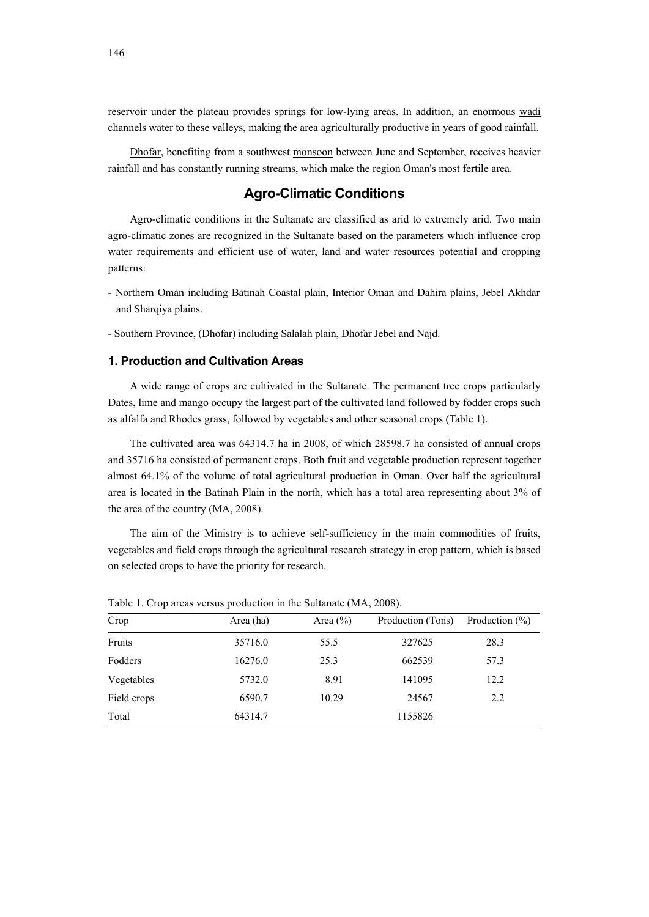reservoir under the plateau provides springs for low-lying areas. In addition, an enormous wadi channels water to these valleys, making the area agriculturally productive in years of good rainfall.

Dhofar, benefiting from a southwest monsoon between June and September, receives heavier rainfall and has constantly running streams, which make the region Oman's most fertile area.

## Agro-Climatic Conditions

Agro-climatic conditions in the Sultanate are classified as arid to extremely arid. Two main agro-climatic zones are recognized in the Sultanate based on the parameters which influence crop water requirements and efficient use of water, land and water resources potential and cropping patterns:

- Northern Oman including Batinah Coastal plain, Interior Oman and Dahira plains, Jebel Akhdar and Sharqiya plains.
- Southern Province, (Dhofar) including Salalah plain, Dhofar Jebel and Najd.

### 1. Production and Cultivation Areas

A wide range of crops are cultivated in the Sultanate. The permanent tree crops particularly Dates, lime and mango occupy the largest part of the cultivated land followed by fodder crops such as alfalfa and Rhodes grass, followed by vegetables and other seasonal crops (Table 1).

The cultivated area was 64314.7 ha in 2008, of which 28598.7 ha consisted of annual crops and 35716 ha consisted of permanent crops. Both fruit and vegetable production represent together almost 64.1% of the volume of total agricultural production in Oman. Over half the agricultural area is located in the Batinah Plain in the north, which has a total area representing about 3% of the area of the country (MA, 2008).

The aim of the Ministry is to achieve self-sufficiency in the main commodities of fruits, vegetables and field crops through the agricultural research strategy in crop pattern, which is based on selected crops to have the priority for research.

Table 1. Crop areas versus production in the Sultanate (MA, 2008).

| Crop | Area (ha) | Area (%) | Production (Tons) | Production (%) |
|---|---|---|---|---|
| Fruits | 35716.0 | 55.5 | 327625 | 28.3 |
| Fodders | 16276.0 | 25.3 | 662539 | 57.3 |
| Vegetables | 5732.0 | 8.91 | 141095 | 12.2 |
| Field crops | 6590.7 | 10.29 | 24567 | 2.2 |
| Total | 64314.7 | | 1155826 | |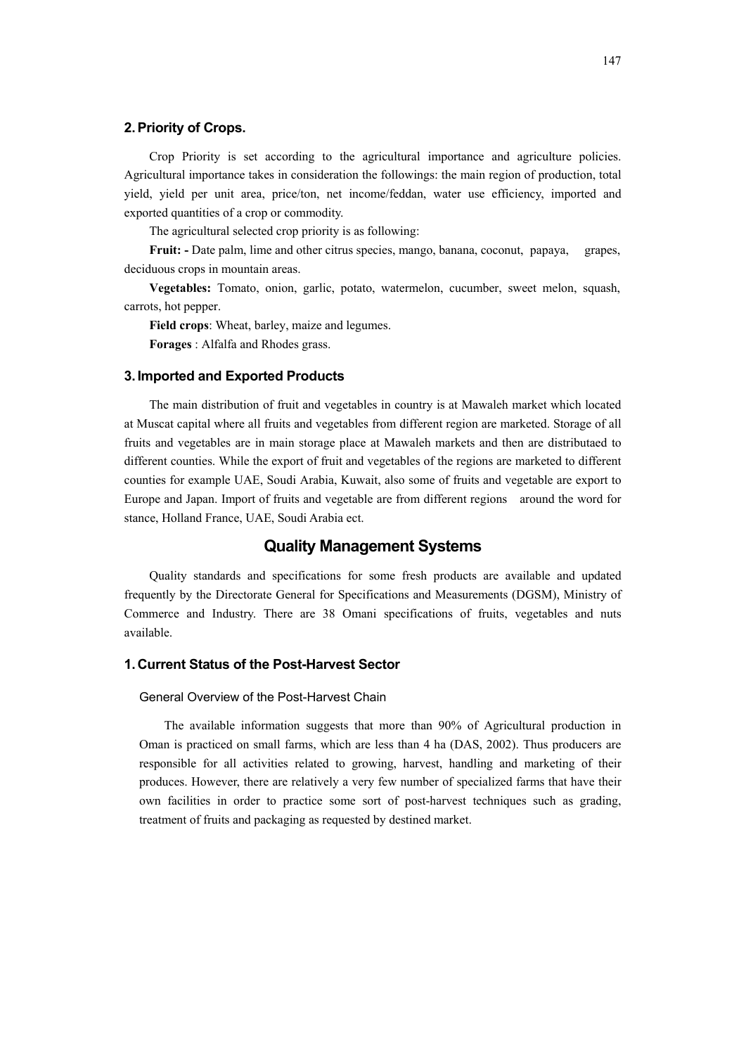### 2. Priority of Crops.

Crop Priority is set according to the agricultural importance and agriculture policies. Agricultural importance takes in consideration the followings: the main region of production, total yield, yield per unit area, price/ton, net income/feddan, water use efficiency, imported and exported quantities of a crop or commodity.

The agricultural selected crop priority is as following:

**Fruit: -** Date palm, lime and other citrus species, mango, banana, coconut, papaya, grapes, deciduous crops in mountain areas.

**Vegetables:** Tomato, onion, garlic, potato, watermelon, cucumber, sweet melon, squash, carrots, hot pepper.

**Field crops**: Wheat, barley, maize and legumes.

**Forages** : Alfalfa and Rhodes grass.

### 3. Imported and Exported Products

The main distribution of fruit and vegetables in country is at Mawaleh market which located at Muscat capital where all fruits and vegetables from different region are marketed. Storage of all fruits and vegetables are in main storage place at Mawaleh markets and then are distributaed to different counties. While the export of fruit and vegetables of the regions are marketed to different counties for example UAE, Soudi Arabia, Kuwait, also some of fruits and vegetable are export to Europe and Japan. Import of fruits and vegetable are from different regions around the word for stance, Holland France, UAE, Soudi Arabia ect.

## Quality Management Systems

Quality standards and specifications for some fresh products are available and updated frequently by the Directorate General for Specifications and Measurements (DGSM), Ministry of Commerce and Industry. There are 38 Omani specifications of fruits, vegetables and nuts available.

### 1. Current Status of the Post-Harvest Sector

#### General Overview of the Post-Harvest Chain

The available information suggests that more than 90% of Agricultural production in Oman is practiced on small farms, which are less than 4 ha (DAS, 2002). Thus producers are responsible for all activities related to growing, harvest, handling and marketing of their produces. However, there are relatively a very few number of specialized farms that have their own facilities in order to practice some sort of post-harvest techniques such as grading, treatment of fruits and packaging as requested by destined market.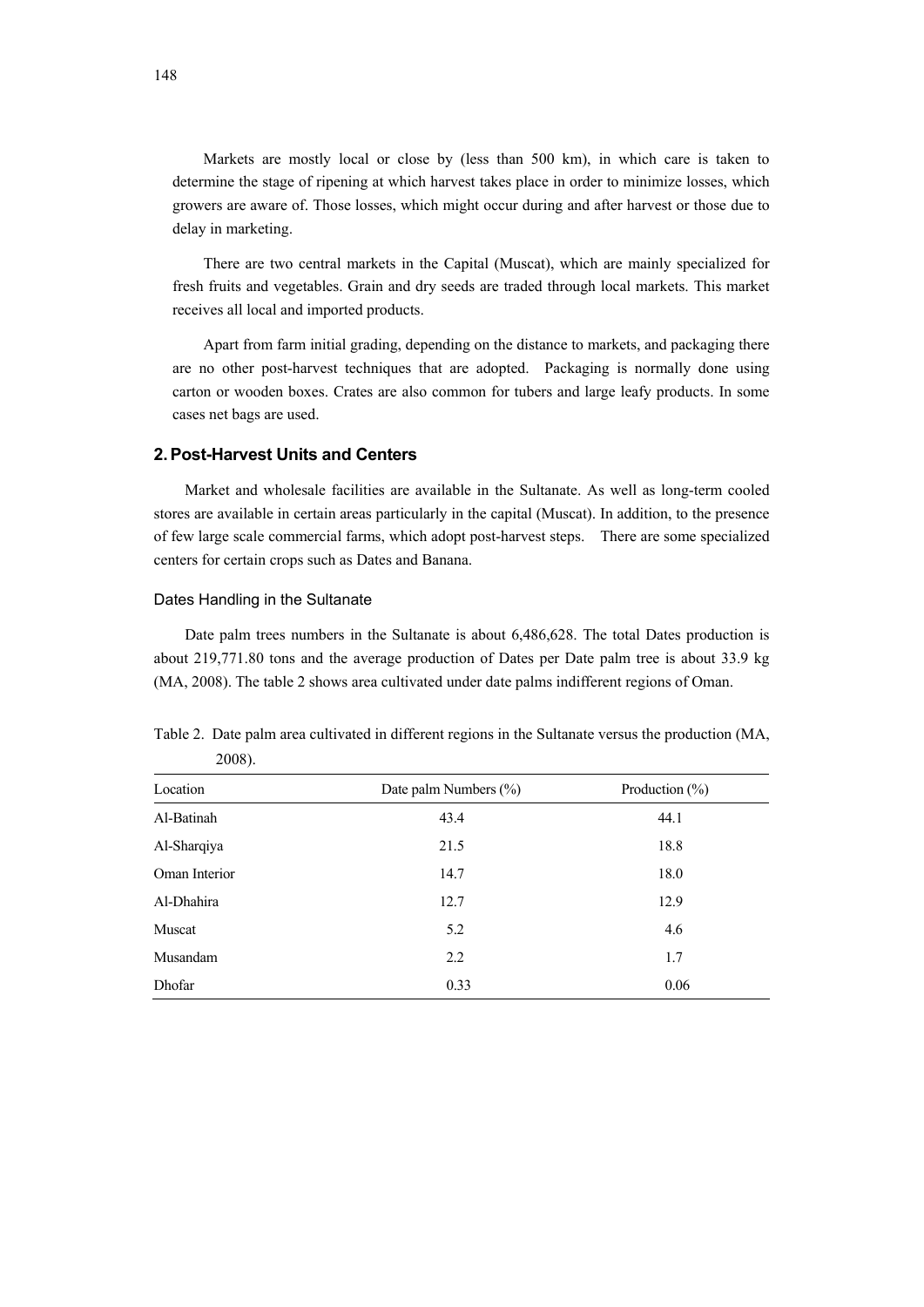Markets are mostly local or close by (less than 500 km), in which care is taken to determine the stage of ripening at which harvest takes place in order to minimize losses, which growers are aware of. Those losses, which might occur during and after harvest or those due to delay in marketing.

There are two central markets in the Capital (Muscat), which are mainly specialized for fresh fruits and vegetables. Grain and dry seeds are traded through local markets. This market receives all local and imported products.

Apart from farm initial grading, depending on the distance to markets, and packaging there are no other post-harvest techniques that are adopted. Packaging is normally done using carton or wooden boxes. Crates are also common for tubers and large leafy products. In some cases net bags are used.

## 2. Post-Harvest Units and Centers

Market and wholesale facilities are available in the Sultanate. As well as long-term cooled stores are available in certain areas particularly in the capital (Muscat). In addition, to the presence of few large scale commercial farms, which adopt post-harvest steps. There are some specialized centers for certain crops such as Dates and Banana.

### Dates Handling in the Sultanate

Date palm trees numbers in the Sultanate is about 6,486,628. The total Dates production is about 219,771.80 tons and the average production of Dates per Date palm tree is about 33.9 kg (MA, 2008). The table 2 shows area cultivated under date palms indifferent regions of Oman.

Table 2. Date palm area cultivated in different regions in the Sultanate versus the production (MA, 2008).

| Location | Date palm Numbers (%) | Production (%) |
|---|---|---|
| Al-Batinah | 43.4 | 44.1 |
| Al-Sharqiya | 21.5 | 18.8 |
| Oman Interior | 14.7 | 18.0 |
| Al-Dhahira | 12.7 | 12.9 |
| Muscat | 5.2 | 4.6 |
| Musandam | 2.2 | 1.7 |
| Dhofar | 0.33 | 0.06 |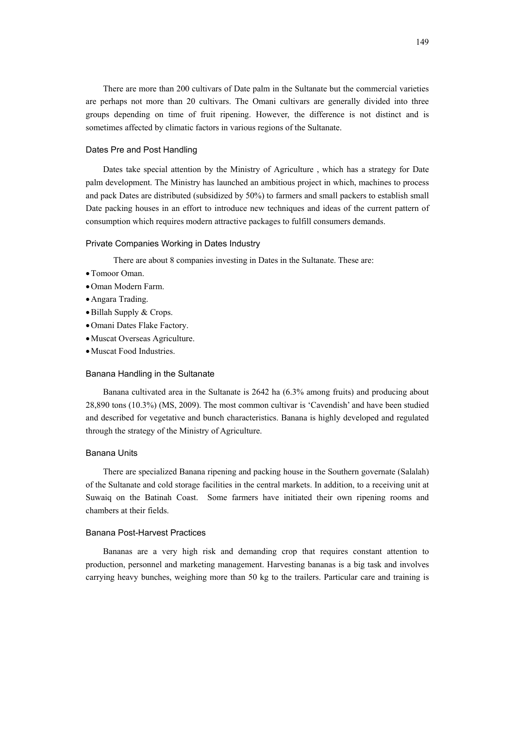There are more than 200 cultivars of Date palm in the Sultanate but the commercial varieties are perhaps not more than 20 cultivars. The Omani cultivars are generally divided into three groups depending on time of fruit ripening. However, the difference is not distinct and is sometimes affected by climatic factors in various regions of the Sultanate.

### Dates Pre and Post Handling

Dates take special attention by the Ministry of Agriculture , which has a strategy for Date palm development. The Ministry has launched an ambitious project in which, machines to process and pack Dates are distributed (subsidized by 50%) to farmers and small packers to establish small Date packing houses in an effort to introduce new techniques and ideas of the current pattern of consumption which requires modern attractive packages to fulfill consumers demands.

### Private Companies Working in Dates Industry

There are about 8 companies investing in Dates in the Sultanate. These are:

- Tomoor Oman.
- Oman Modern Farm.
- Angara Trading.
- Billah Supply & Crops.
- Omani Dates Flake Factory.
- Muscat Overseas Agriculture.
- Muscat Food Industries.

### Banana Handling in the Sultanate

Banana cultivated area in the Sultanate is 2642 ha (6.3% among fruits) and producing about 28,890 tons (10.3%) (MS, 2009). The most common cultivar is 'Cavendish' and have been studied and described for vegetative and bunch characteristics. Banana is highly developed and regulated through the strategy of the Ministry of Agriculture.

### Banana Units

There are specialized Banana ripening and packing house in the Southern governate (Salalah) of the Sultanate and cold storage facilities in the central markets. In addition, to a receiving unit at Suwaiq on the Batinah Coast. Some farmers have initiated their own ripening rooms and chambers at their fields.

### Banana Post-Harvest Practices

Bananas are a very high risk and demanding crop that requires constant attention to production, personnel and marketing management. Harvesting bananas is a big task and involves carrying heavy bunches, weighing more than 50 kg to the trailers. Particular care and training is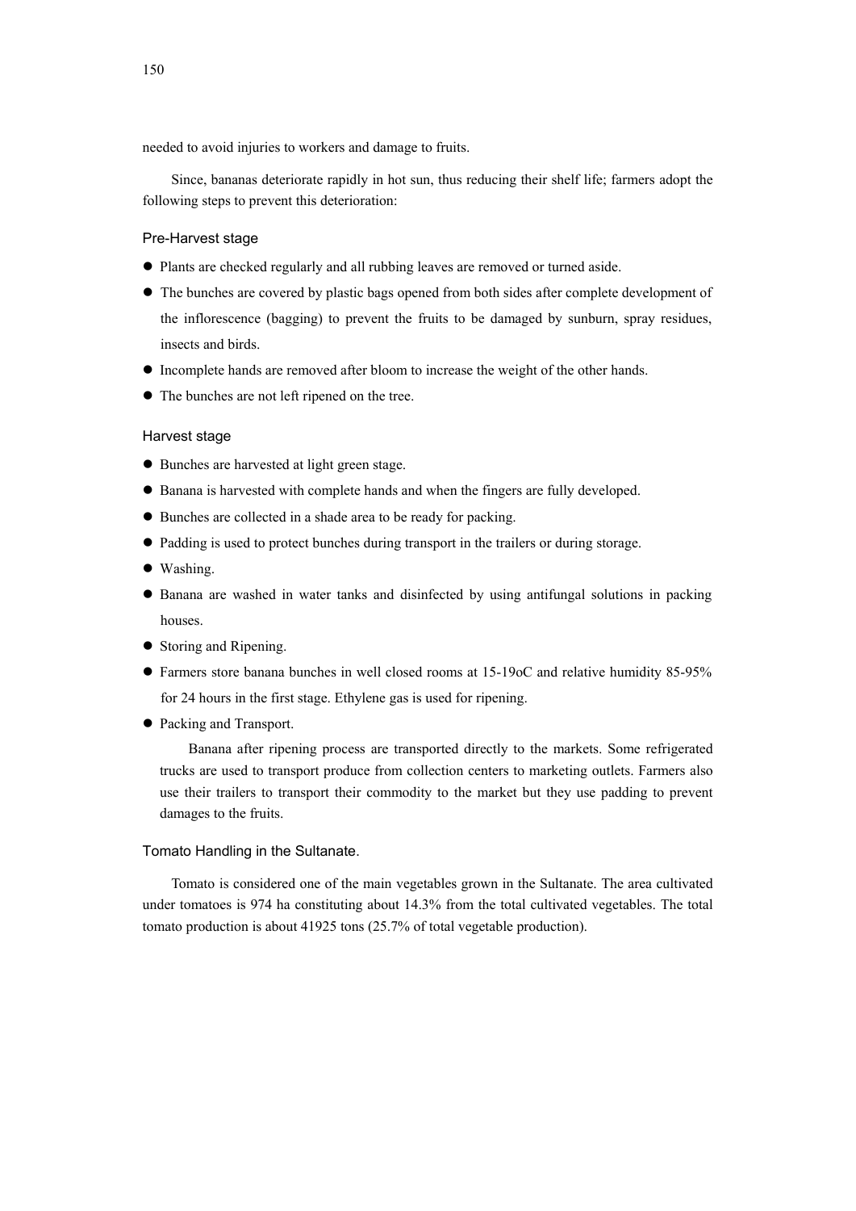needed to avoid injuries to workers and damage to fruits.

Since, bananas deteriorate rapidly in hot sun, thus reducing their shelf life; farmers adopt the following steps to prevent this deterioration:

### Pre-Harvest stage

- Plants are checked regularly and all rubbing leaves are removed or turned aside.
- The bunches are covered by plastic bags opened from both sides after complete development of the inflorescence (bagging) to prevent the fruits to be damaged by sunburn, spray residues, insects and birds.
- Incomplete hands are removed after bloom to increase the weight of the other hands.
- The bunches are not left ripened on the tree.

### Harvest stage

- Bunches are harvested at light green stage.
- Banana is harvested with complete hands and when the fingers are fully developed.
- Bunches are collected in a shade area to be ready for packing.
- Padding is used to protect bunches during transport in the trailers or during storage.
- Washing.
- Banana are washed in water tanks and disinfected by using antifungal solutions in packing houses.
- Storing and Ripening.
- Farmers store banana bunches in well closed rooms at 15-19oC and relative humidity 85-95% for 24 hours in the first stage. Ethylene gas is used for ripening.
- Packing and Transport.

  Banana after ripening process are transported directly to the markets. Some refrigerated trucks are used to transport produce from collection centers to marketing outlets. Farmers also use their trailers to transport their commodity to the market but they use padding to prevent damages to the fruits.

### Tomato Handling in the Sultanate.

Tomato is considered one of the main vegetables grown in the Sultanate. The area cultivated under tomatoes is 974 ha constituting about 14.3% from the total cultivated vegetables. The total tomato production is about 41925 tons (25.7% of total vegetable production).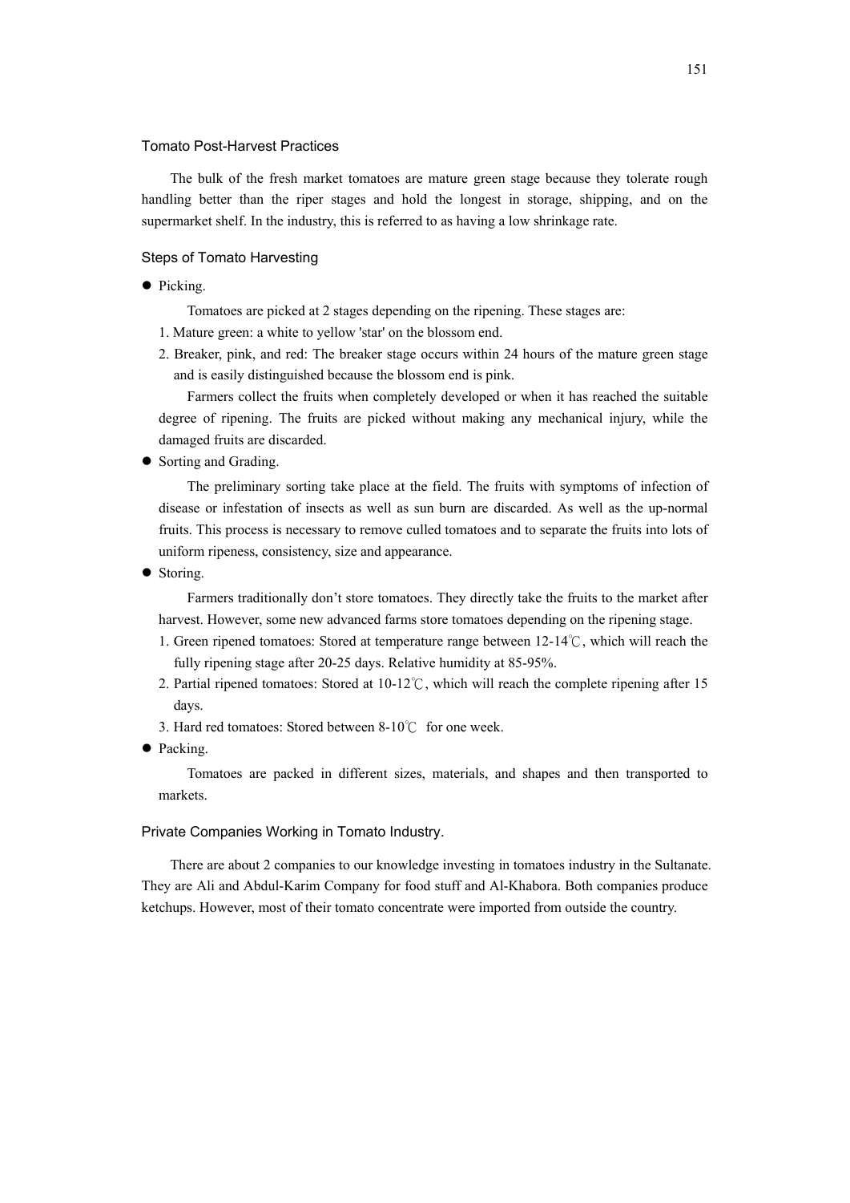## Tomato Post-Harvest Practices

The bulk of the fresh market tomatoes are mature green stage because they tolerate rough handling better than the riper stages and hold the longest in storage, shipping, and on the supermarket shelf. In the industry, this is referred to as having a low shrinkage rate.

### Steps of Tomato Harvesting

- Picking.

  Tomatoes are picked at 2 stages depending on the ripening. These stages are:

  1. Mature green: a white to yellow 'star' on the blossom end.
  2. Breaker, pink, and red: The breaker stage occurs within 24 hours of the mature green stage and is easily distinguished because the blossom end is pink.

  Farmers collect the fruits when completely developed or when it has reached the suitable degree of ripening. The fruits are picked without making any mechanical injury, while the damaged fruits are discarded.

- Sorting and Grading.

  The preliminary sorting take place at the field. The fruits with symptoms of infection of disease or infestation of insects as well as sun burn are discarded. As well as the up-normal fruits. This process is necessary to remove culled tomatoes and to separate the fruits into lots of uniform ripeness, consistency, size and appearance.

- Storing.

  Farmers traditionally don't store tomatoes. They directly take the fruits to the market after harvest. However, some new advanced farms store tomatoes depending on the ripening stage.

  1. Green ripened tomatoes: Stored at temperature range between 12-14℃, which will reach the fully ripening stage after 20-25 days. Relative humidity at 85-95%.
  2. Partial ripened tomatoes: Stored at 10-12℃, which will reach the complete ripening after 15 days.
  3. Hard red tomatoes: Stored between 8-10℃ for one week.

- Packing.

  Tomatoes are packed in different sizes, materials, and shapes and then transported to markets.

### Private Companies Working in Tomato Industry.

There are about 2 companies to our knowledge investing in tomatoes industry in the Sultanate. They are Ali and Abdul-Karim Company for food stuff and Al-Khabora. Both companies produce ketchups. However, most of their tomato concentrate were imported from outside the country.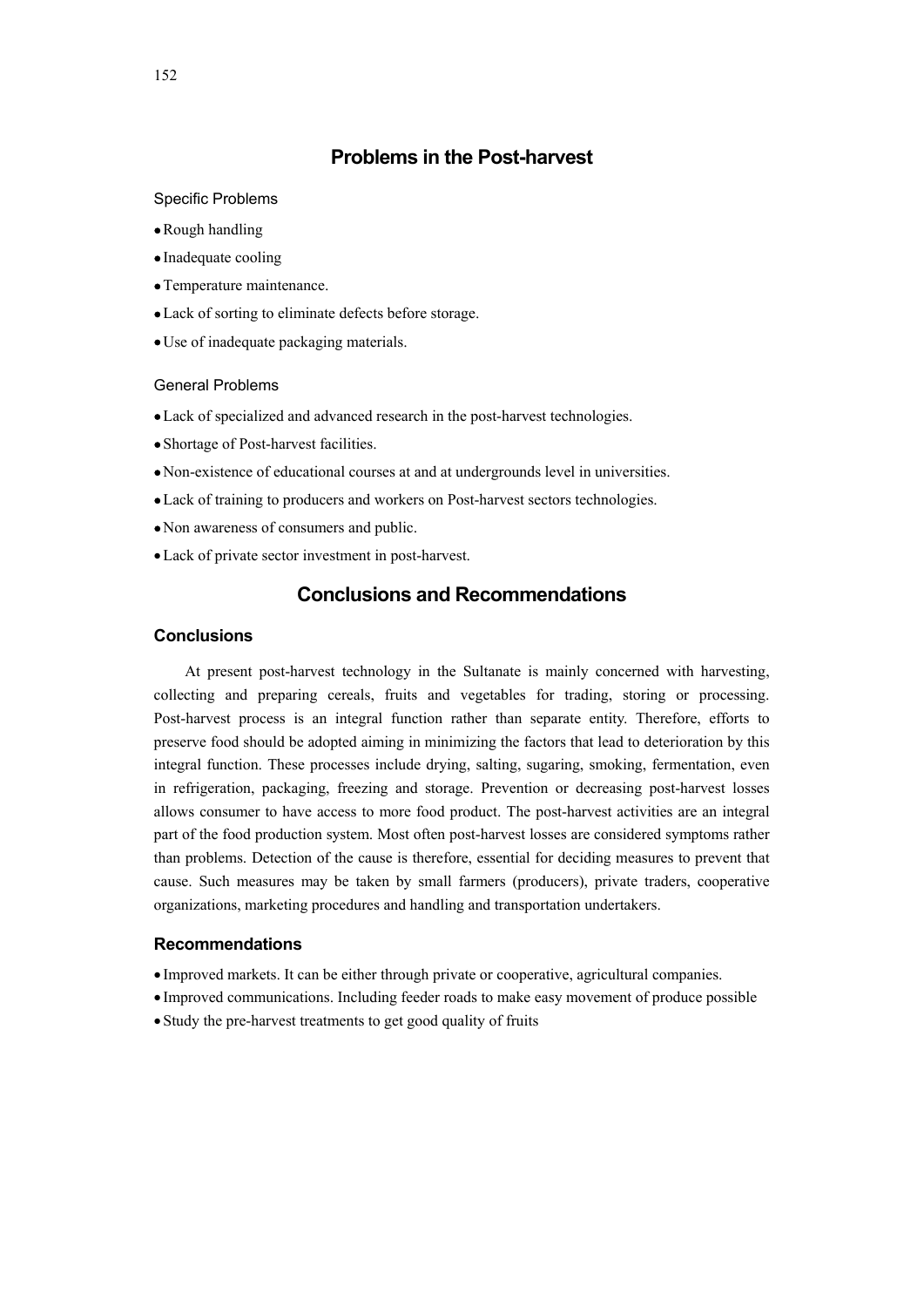## Problems in the Post-harvest

Specific Problems

- Rough handling
- Inadequate cooling
- Temperature maintenance.
- Lack of sorting to eliminate defects before storage.
- Use of inadequate packaging materials.

General Problems

- Lack of specialized and advanced research in the post-harvest technologies.
- Shortage of Post-harvest facilities.
- Non-existence of educational courses at and at undergrounds level in universities.
- Lack of training to producers and workers on Post-harvest sectors technologies.
- Non awareness of consumers and public.
- Lack of private sector investment in post-harvest.

## Conclusions and Recommendations

### Conclusions

At present post-harvest technology in the Sultanate is mainly concerned with harvesting, collecting and preparing cereals, fruits and vegetables for trading, storing or processing. Post-harvest process is an integral function rather than separate entity. Therefore, efforts to preserve food should be adopted aiming in minimizing the factors that lead to deterioration by this integral function. These processes include drying, salting, sugaring, smoking, fermentation, even in refrigeration, packaging, freezing and storage. Prevention or decreasing post-harvest losses allows consumer to have access to more food product. The post-harvest activities are an integral part of the food production system. Most often post-harvest losses are considered symptoms rather than problems. Detection of the cause is therefore, essential for deciding measures to prevent that cause. Such measures may be taken by small farmers (producers), private traders, cooperative organizations, marketing procedures and handling and transportation undertakers.

### Recommendations

- Improved markets. It can be either through private or cooperative, agricultural companies.
- Improved communications. Including feeder roads to make easy movement of produce possible
- Study the pre-harvest treatments to get good quality of fruits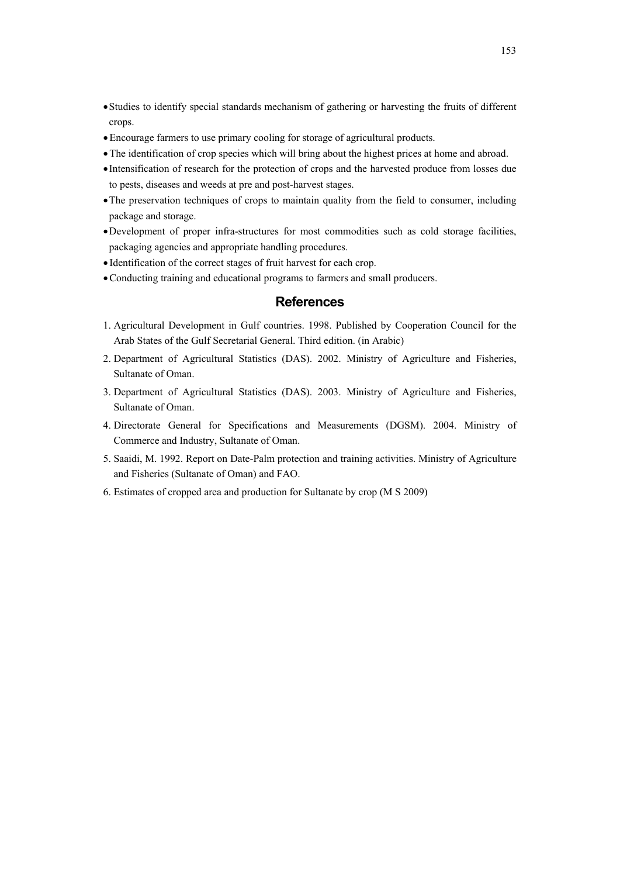- Studies to identify special standards mechanism of gathering or harvesting the fruits of different crops.
- Encourage farmers to use primary cooling for storage of agricultural products.
- The identification of crop species which will bring about the highest prices at home and abroad.
- Intensification of research for the protection of crops and the harvested produce from losses due to pests, diseases and weeds at pre and post-harvest stages.
- The preservation techniques of crops to maintain quality from the field to consumer, including package and storage.
- Development of proper infra-structures for most commodities such as cold storage facilities, packaging agencies and appropriate handling procedures.
- Identification of the correct stages of fruit harvest for each crop.
- Conducting training and educational programs to farmers and small producers.

## References

1. Agricultural Development in Gulf countries. 1998. Published by Cooperation Council for the Arab States of the Gulf Secretarial General. Third edition. (in Arabic)
2. Department of Agricultural Statistics (DAS). 2002. Ministry of Agriculture and Fisheries, Sultanate of Oman.
3. Department of Agricultural Statistics (DAS). 2003. Ministry of Agriculture and Fisheries, Sultanate of Oman.
4. Directorate General for Specifications and Measurements (DGSM). 2004. Ministry of Commerce and Industry, Sultanate of Oman.
5. Saaidi, M. 1992. Report on Date-Palm protection and training activities. Ministry of Agriculture and Fisheries (Sultanate of Oman) and FAO.
6. Estimates of cropped area and production for Sultanate by crop (M S 2009)